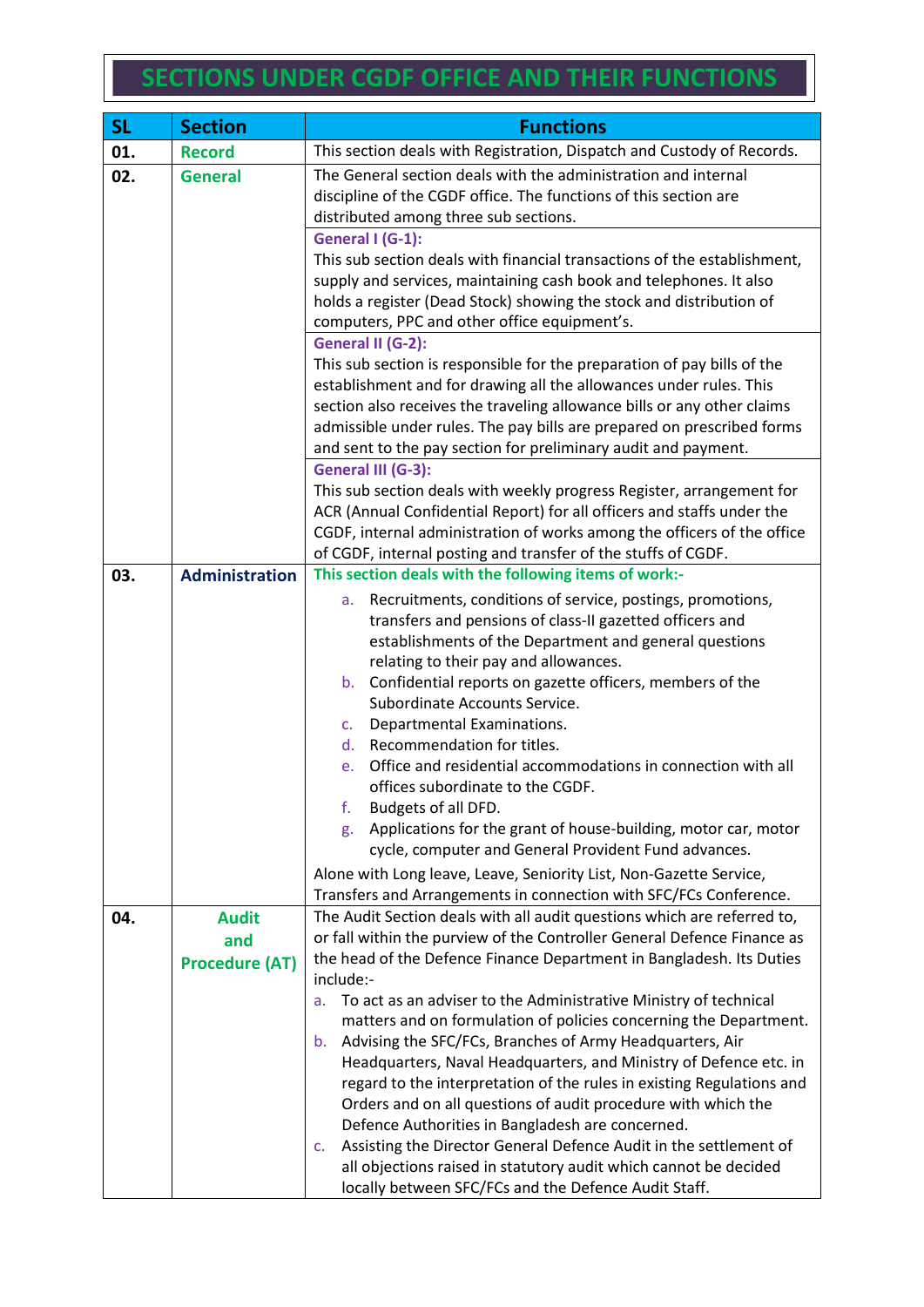# SECTIONS UNDER CGDF OFFICE AND THEIR FUNCTIONS

| SL | Section | Functions |
|---|---|---|
| 01. | **Record** | This section deals with Registration, Dispatch and Custody of Records. |
| 02. | **General** | The General section deals with the administration and internal discipline of the CGDF office. The functions of this section are distributed among three sub sections.<br><br>**General I (G-1):**<br>This sub section deals with financial transactions of the establishment, supply and services, maintaining cash book and telephones. It also holds a register (Dead Stock) showing the stock and distribution of computers, PPC and other office equipment's.<br><br>**General II (G-2):**<br>This sub section is responsible for the preparation of pay bills of the establishment and for drawing all the allowances under rules. This section also receives the traveling allowance bills or any other claims admissible under rules. The pay bills are prepared on prescribed forms and sent to the pay section for preliminary audit and payment.<br><br>**General III (G-3):**<br>This sub section deals with weekly progress Register, arrangement for ACR (Annual Confidential Report) for all officers and staffs under the CGDF, internal administration of works among the officers of the office of CGDF, internal posting and transfer of the stuffs of CGDF. |
| 03. | **Administration** | **This section deals with the following items of work:-**<br>a. Recruitments, conditions of service, postings, promotions, transfers and pensions of class-II gazetted officers and establishments of the Department and general questions relating to their pay and allowances.<br>b. Confidential reports on gazette officers, members of the Subordinate Accounts Service.<br>c. Departmental Examinations.<br>d. Recommendation for titles.<br>e. Office and residential accommodations in connection with all offices subordinate to the CGDF.<br>f. Budgets of all DFD.<br>g. Applications for the grant of house-building, motor car, motor cycle, computer and General Provident Fund advances.<br><br>Alone with Long leave, Leave, Seniority List, Non-Gazette Service, Transfers and Arrangements in connection with SFC/FCs Conference. |
| 04. | **Audit and Procedure (AT)** | The Audit Section deals with all audit questions which are referred to, or fall within the purview of the Controller General Defence Finance as the head of the Defence Finance Department in Bangladesh. Its Duties include:-<br>a. To act as an adviser to the Administrative Ministry of technical matters and on formulation of policies concerning the Department.<br>b. Advising the SFC/FCs, Branches of Army Headquarters, Air Headquarters, Naval Headquarters, and Ministry of Defence etc. in regard to the interpretation of the rules in existing Regulations and Orders and on all questions of audit procedure with which the Defence Authorities in Bangladesh are concerned.<br>c. Assisting the Director General Defence Audit in the settlement of all objections raised in statutory audit which cannot be decided locally between SFC/FCs and the Defence Audit Staff. |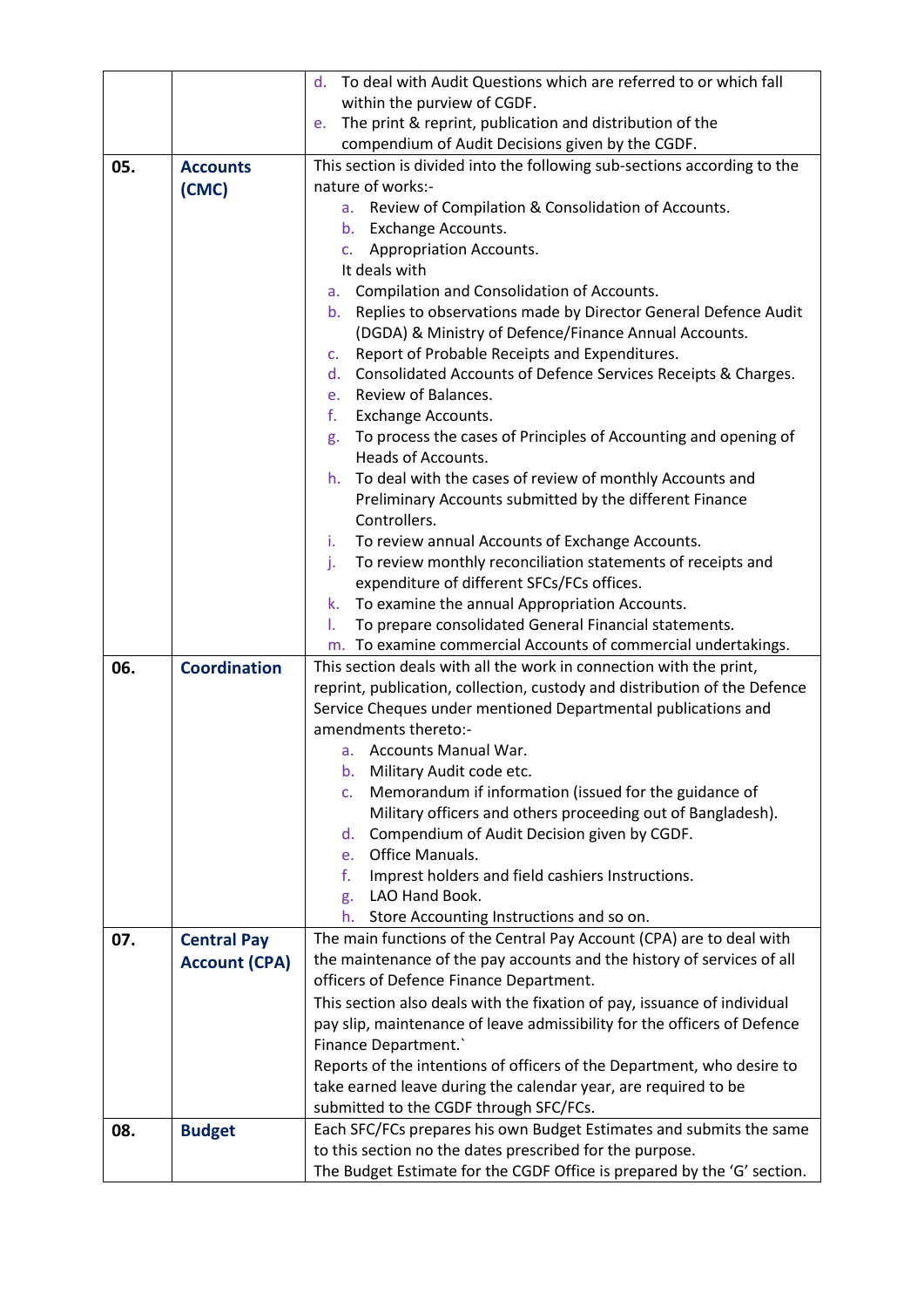|  |  |  |
|---|---|---|
|  |  | d. To deal with Audit Questions which are referred to or which fall within the purview of CGDF.<br>e. The print & reprint, publication and distribution of the compendium of Audit Decisions given by the CGDF. |
| **05.** | **Accounts (CMC)** | This section is divided into the following sub-sections according to the nature of works:-<br>a. Review of Compilation & Consolidation of Accounts.<br>b. Exchange Accounts.<br>c. Appropriation Accounts.<br>It deals with<br>a. Compilation and Consolidation of Accounts.<br>b. Replies to observations made by Director General Defence Audit (DGDA) & Ministry of Defence/Finance Annual Accounts.<br>c. Report of Probable Receipts and Expenditures.<br>d. Consolidated Accounts of Defence Services Receipts & Charges.<br>e. Review of Balances.<br>f. Exchange Accounts.<br>g. To process the cases of Principles of Accounting and opening of Heads of Accounts.<br>h. To deal with the cases of review of monthly Accounts and Preliminary Accounts submitted by the different Finance Controllers.<br>i. To review annual Accounts of Exchange Accounts.<br>j. To review monthly reconciliation statements of receipts and expenditure of different SFCs/FCs offices.<br>k. To examine the annual Appropriation Accounts.<br>l. To prepare consolidated General Financial statements.<br>m. To examine commercial Accounts of commercial undertakings. |
| **06.** | **Coordination** | This section deals with all the work in connection with the print, reprint, publication, collection, custody and distribution of the Defence Service Cheques under mentioned Departmental publications and amendments thereto:-<br>a. Accounts Manual War.<br>b. Military Audit code etc.<br>c. Memorandum if information (issued for the guidance of Military officers and others proceeding out of Bangladesh).<br>d. Compendium of Audit Decision given by CGDF.<br>e. Office Manuals.<br>f. Imprest holders and field cashiers Instructions.<br>g. LAO Hand Book.<br>h. Store Accounting Instructions and so on. |
| **07.** | **Central Pay Account (CPA)** | The main functions of the Central Pay Account (CPA) are to deal with the maintenance of the pay accounts and the history of services of all officers of Defence Finance Department.<br>This section also deals with the fixation of pay, issuance of individual pay slip, maintenance of leave admissibility for the officers of Defence Finance Department.`<br>Reports of the intentions of officers of the Department, who desire to take earned leave during the calendar year, are required to be submitted to the CGDF through SFC/FCs. |
| **08.** | **Budget** | Each SFC/FCs prepares his own Budget Estimates and submits the same to this section no the dates prescribed for the purpose.<br>The Budget Estimate for the CGDF Office is prepared by the 'G' section. |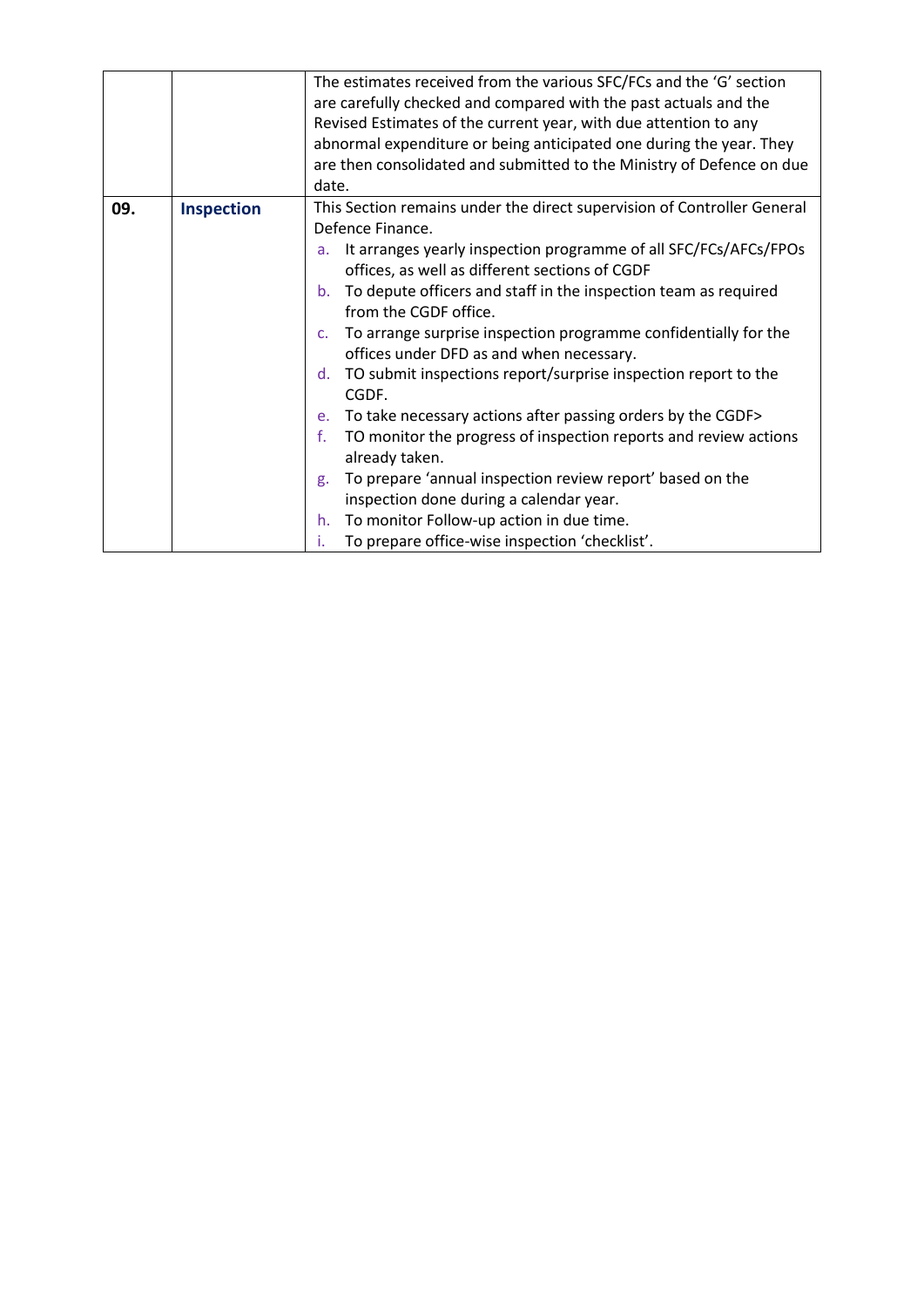| | | |
|---|---|---|
| | | The estimates received from the various SFC/FCs and the 'G' section are carefully checked and compared with the past actuals and the Revised Estimates of the current year, with due attention to any abnormal expenditure or being anticipated one during the year. They are then consolidated and submitted to the Ministry of Defence on due date. |
| **09.** | **Inspection** | This Section remains under the direct supervision of Controller General Defence Finance.<br>a. It arranges yearly inspection programme of all SFC/FCs/AFCs/FPOs offices, as well as different sections of CGDF<br>b. To depute officers and staff in the inspection team as required from the CGDF office.<br>c. To arrange surprise inspection programme confidentially for the offices under DFD as and when necessary.<br>d. TO submit inspections report/surprise inspection report to the CGDF.<br>e. To take necessary actions after passing orders by the CGDF><br>f. TO monitor the progress of inspection reports and review actions already taken.<br>g. To prepare 'annual inspection review report' based on the inspection done during a calendar year.<br>h. To monitor Follow-up action in due time.<br>i. To prepare office-wise inspection 'checklist'. |